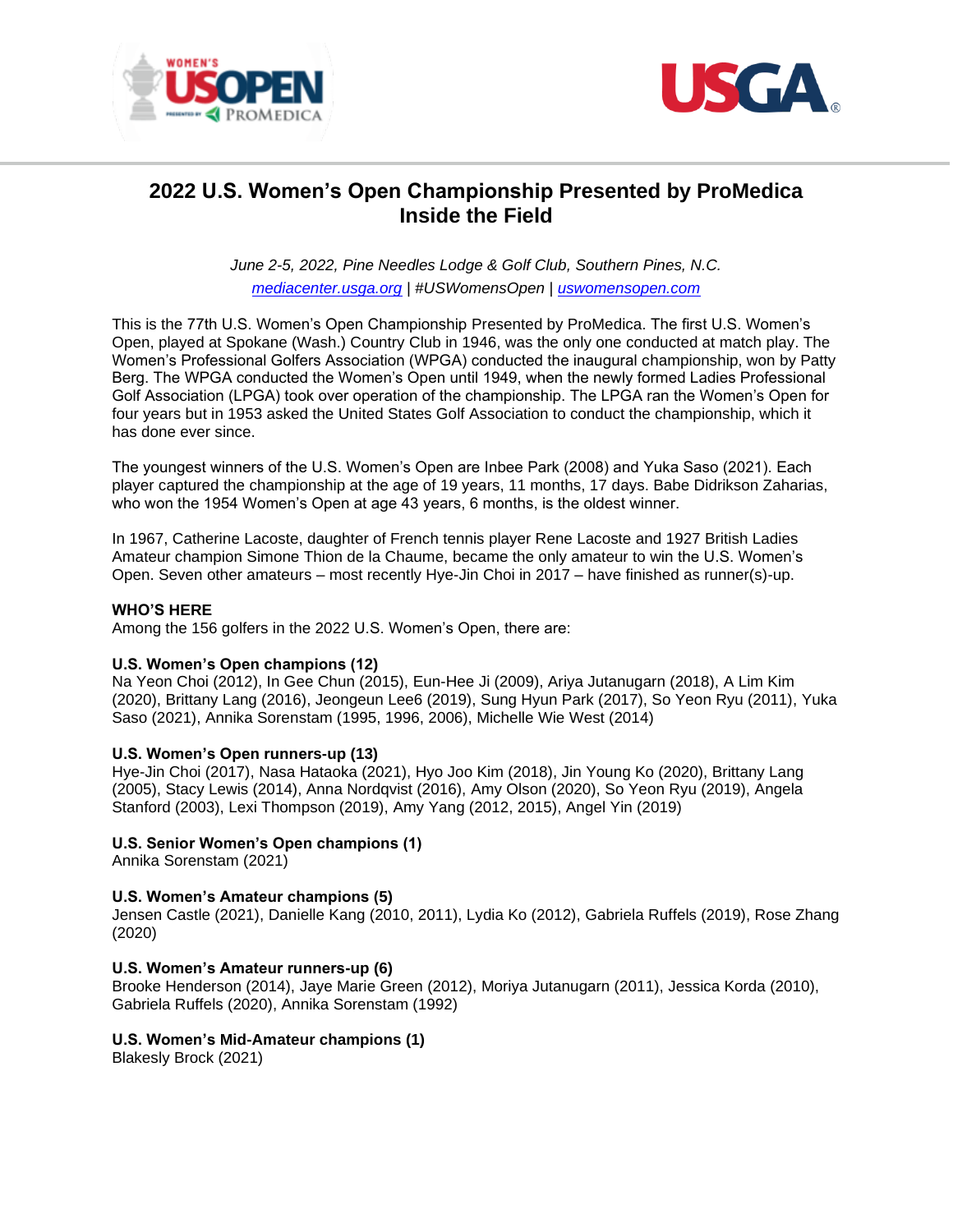# 2022 U.S. Women's Open Championship Presented by ProMedica
# Inside the Field

*June 2-5, 2022, Pine Needles Lodge & Golf Club, Southern Pines, N.C.*
*mediacenter.usga.org* | *#USWomensOpen* | *uswomensopen.com*

This is the 77th U.S. Women's Open Championship Presented by ProMedica. The first U.S. Women's Open, played at Spokane (Wash.) Country Club in 1946, was the only one conducted at match play. The Women's Professional Golfers Association (WPGA) conducted the inaugural championship, won by Patty Berg. The WPGA conducted the Women's Open until 1949, when the newly formed Ladies Professional Golf Association (LPGA) took over operation of the championship. The LPGA ran the Women's Open for four years but in 1953 asked the United States Golf Association to conduct the championship, which it has done ever since.

The youngest winners of the U.S. Women's Open are Inbee Park (2008) and Yuka Saso (2021). Each player captured the championship at the age of 19 years, 11 months, 17 days. Babe Didrikson Zaharias, who won the 1954 Women's Open at age 43 years, 6 months, is the oldest winner.

In 1967, Catherine Lacoste, daughter of French tennis player Rene Lacoste and 1927 British Ladies Amateur champion Simone Thion de la Chaume, became the only amateur to win the U.S. Women's Open. Seven other amateurs – most recently Hye-Jin Choi in 2017 – have finished as runner(s)-up.

**WHO'S HERE**

Among the 156 golfers in the 2022 U.S. Women's Open, there are:

**U.S. Women's Open champions (12)**

Na Yeon Choi (2012), In Gee Chun (2015), Eun-Hee Ji (2009), Ariya Jutanugarn (2018), A Lim Kim (2020), Brittany Lang (2016), Jeongeun Lee6 (2019), Sung Hyun Park (2017), So Yeon Ryu (2011), Yuka Saso (2021), Annika Sorenstam (1995, 1996, 2006), Michelle Wie West (2014)

**U.S. Women's Open runners-up (13)**

Hye-Jin Choi (2017), Nasa Hataoka (2021), Hyo Joo Kim (2018), Jin Young Ko (2020), Brittany Lang (2005), Stacy Lewis (2014), Anna Nordqvist (2016), Amy Olson (2020), So Yeon Ryu (2019), Angela Stanford (2003), Lexi Thompson (2019), Amy Yang (2012, 2015), Angel Yin (2019)

**U.S. Senior Women's Open champions (1)**

Annika Sorenstam (2021)

**U.S. Women's Amateur champions (5)**

Jensen Castle (2021), Danielle Kang (2010, 2011), Lydia Ko (2012), Gabriela Ruffels (2019), Rose Zhang (2020)

**U.S. Women's Amateur runners-up (6)**

Brooke Henderson (2014), Jaye Marie Green (2012), Moriya Jutanugarn (2011), Jessica Korda (2010), Gabriela Ruffels (2020), Annika Sorenstam (1992)

**U.S. Women's Mid-Amateur champions (1)**

Blakesly Brock (2021)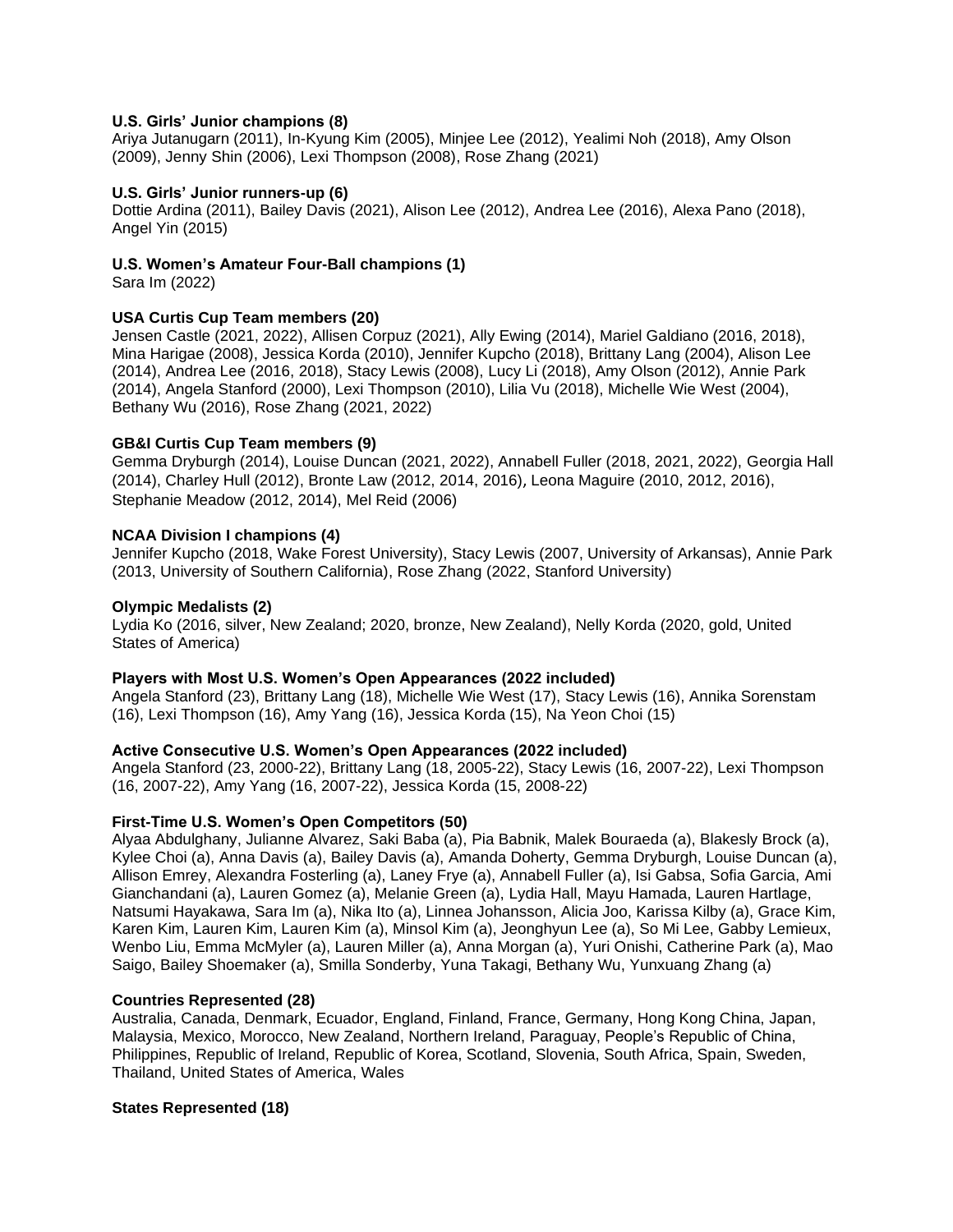**U.S. Girls' Junior champions (8)**
Ariya Jutanugarn (2011), In-Kyung Kim (2005), Minjee Lee (2012), Yealimi Noh (2018), Amy Olson (2009), Jenny Shin (2006), Lexi Thompson (2008), Rose Zhang (2021)

**U.S. Girls' Junior runners-up (6)**
Dottie Ardina (2011), Bailey Davis (2021), Alison Lee (2012), Andrea Lee (2016), Alexa Pano (2018), Angel Yin (2015)

**U.S. Women's Amateur Four-Ball champions (1)**
Sara Im (2022)

**USA Curtis Cup Team members (20)**
Jensen Castle (2021, 2022), Allisen Corpuz (2021), Ally Ewing (2014), Mariel Galdiano (2016, 2018), Mina Harigae (2008), Jessica Korda (2010), Jennifer Kupcho (2018), Brittany Lang (2004), Alison Lee (2014), Andrea Lee (2016, 2018), Stacy Lewis (2008), Lucy Li (2018), Amy Olson (2012), Annie Park (2014), Angela Stanford (2000), Lexi Thompson (2010), Lilia Vu (2018), Michelle Wie West (2004), Bethany Wu (2016), Rose Zhang (2021, 2022)

**GB&I Curtis Cup Team members (9)**
Gemma Dryburgh (2014), Louise Duncan (2021, 2022), Annabell Fuller (2018, 2021, 2022), Georgia Hall (2014), Charley Hull (2012), Bronte Law (2012, 2014, 2016), Leona Maguire (2010, 2012, 2016), Stephanie Meadow (2012, 2014), Mel Reid (2006)

**NCAA Division I champions (4)**
Jennifer Kupcho (2018, Wake Forest University), Stacy Lewis (2007, University of Arkansas), Annie Park (2013, University of Southern California), Rose Zhang (2022, Stanford University)

**Olympic Medalists (2)**
Lydia Ko (2016, silver, New Zealand; 2020, bronze, New Zealand), Nelly Korda (2020, gold, United States of America)

**Players with Most U.S. Women's Open Appearances (2022 included)**
Angela Stanford (23), Brittany Lang (18), Michelle Wie West (17), Stacy Lewis (16), Annika Sorenstam (16), Lexi Thompson (16), Amy Yang (16), Jessica Korda (15), Na Yeon Choi (15)

**Active Consecutive U.S. Women's Open Appearances (2022 included)**
Angela Stanford (23, 2000-22), Brittany Lang (18, 2005-22), Stacy Lewis (16, 2007-22), Lexi Thompson (16, 2007-22), Amy Yang (16, 2007-22), Jessica Korda (15, 2008-22)

**First-Time U.S. Women's Open Competitors (50)**
Alyaa Abdulghany, Julianne Alvarez, Saki Baba (a), Pia Babnik, Malek Bouraeda (a), Blakesly Brock (a), Kylee Choi (a), Anna Davis (a), Bailey Davis (a), Amanda Doherty, Gemma Dryburgh, Louise Duncan (a), Allison Emrey, Alexandra Fosterling (a), Laney Frye (a), Annabell Fuller (a), Isi Gabsa, Sofia Garcia, Ami Gianchandani (a), Lauren Gomez (a), Melanie Green (a), Lydia Hall, Mayu Hamada, Lauren Hartlage, Natsumi Hayakawa, Sara Im (a), Nika Ito (a), Linnea Johansson, Alicia Joo, Karissa Kilby (a), Grace Kim, Karen Kim, Lauren Kim, Lauren Kim (a), Minsol Kim (a), Jeonghyun Lee (a), So Mi Lee, Gabby Lemieux, Wenbo Liu, Emma McMyler (a), Lauren Miller (a), Anna Morgan (a), Yuri Onishi, Catherine Park (a), Mao Saigo, Bailey Shoemaker (a), Smilla Sonderby, Yuna Takagi, Bethany Wu, Yunxuang Zhang (a)

**Countries Represented (28)**
Australia, Canada, Denmark, Ecuador, England, Finland, France, Germany, Hong Kong China, Japan, Malaysia, Mexico, Morocco, New Zealand, Northern Ireland, Paraguay, People's Republic of China, Philippines, Republic of Ireland, Republic of Korea, Scotland, Slovenia, South Africa, Spain, Sweden, Thailand, United States of America, Wales

**States Represented (18)**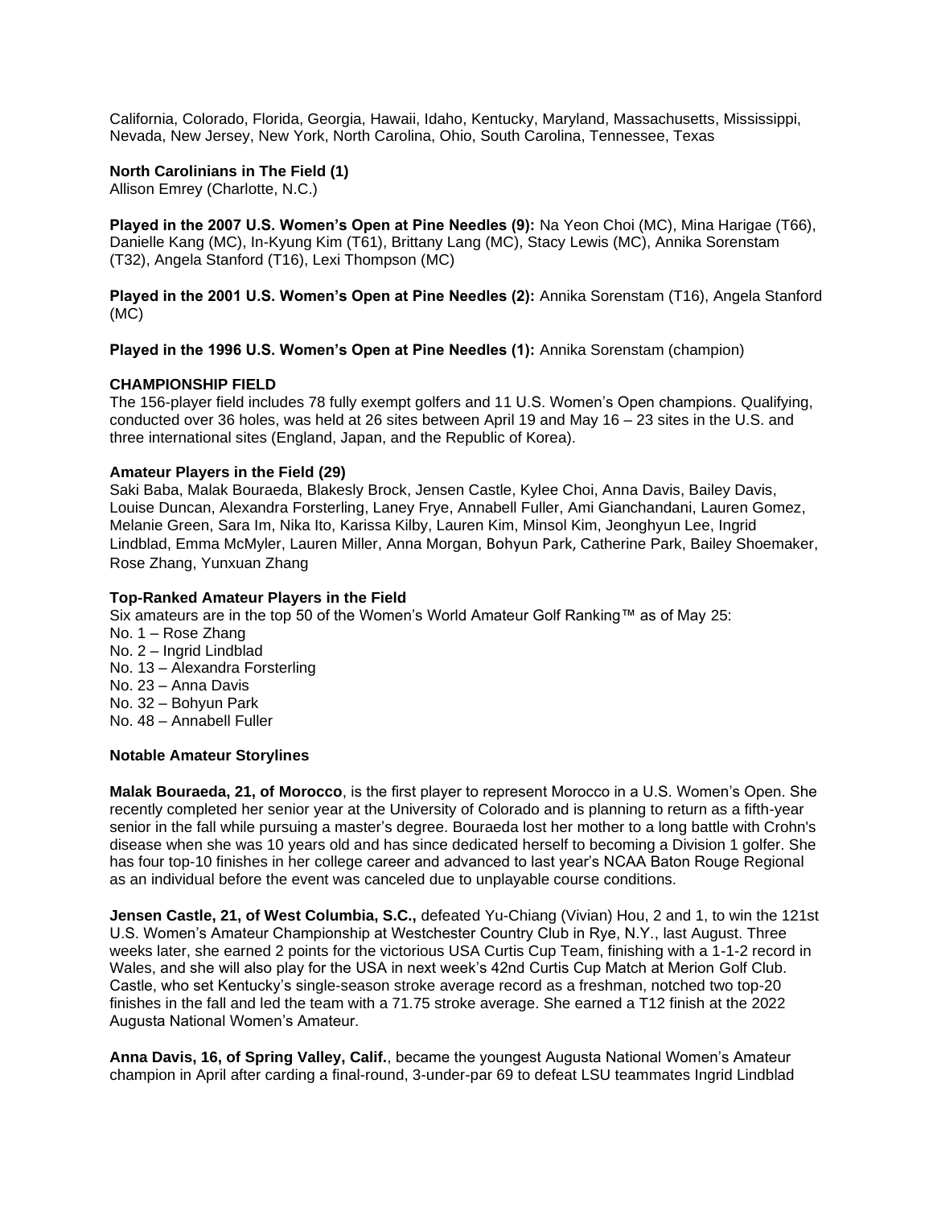California, Colorado, Florida, Georgia, Hawaii, Idaho, Kentucky, Maryland, Massachusetts, Mississippi, Nevada, New Jersey, New York, North Carolina, Ohio, South Carolina, Tennessee, Texas

**North Carolinians in The Field (1)**
Allison Emrey (Charlotte, N.C.)

**Played in the 2007 U.S. Women's Open at Pine Needles (9):** Na Yeon Choi (MC), Mina Harigae (T66), Danielle Kang (MC), In-Kyung Kim (T61), Brittany Lang (MC), Stacy Lewis (MC), Annika Sorenstam (T32), Angela Stanford (T16), Lexi Thompson (MC)

**Played in the 2001 U.S. Women's Open at Pine Needles (2):** Annika Sorenstam (T16), Angela Stanford (MC)

**Played in the 1996 U.S. Women's Open at Pine Needles (1):** Annika Sorenstam (champion)

**CHAMPIONSHIP FIELD**
The 156-player field includes 78 fully exempt golfers and 11 U.S. Women's Open champions. Qualifying, conducted over 36 holes, was held at 26 sites between April 19 and May 16 – 23 sites in the U.S. and three international sites (England, Japan, and the Republic of Korea).

**Amateur Players in the Field (29)**
Saki Baba, Malak Bouraeda, Blakesly Brock, Jensen Castle, Kylee Choi, Anna Davis, Bailey Davis, Louise Duncan, Alexandra Forsterling, Laney Frye, Annabell Fuller, Ami Gianchandani, Lauren Gomez, Melanie Green, Sara Im, Nika Ito, Karissa Kilby, Lauren Kim, Minsol Kim, Jeonghyun Lee, Ingrid Lindblad, Emma McMyler, Lauren Miller, Anna Morgan, Bohyun Park, Catherine Park, Bailey Shoemaker, Rose Zhang, Yunxuan Zhang

**Top-Ranked Amateur Players in the Field**
Six amateurs are in the top 50 of the Women's World Amateur Golf Ranking™ as of May 25:
No. 1 – Rose Zhang
No. 2 – Ingrid Lindblad
No. 13 – Alexandra Forsterling
No. 23 – Anna Davis
No. 32 – Bohyun Park
No. 48 – Annabell Fuller

**Notable Amateur Storylines**

**Malak Bouraeda, 21, of Morocco**, is the first player to represent Morocco in a U.S. Women's Open. She recently completed her senior year at the University of Colorado and is planning to return as a fifth-year senior in the fall while pursuing a master's degree. Bouraeda lost her mother to a long battle with Crohn's disease when she was 10 years old and has since dedicated herself to becoming a Division 1 golfer. She has four top-10 finishes in her college career and advanced to last year's NCAA Baton Rouge Regional as an individual before the event was canceled due to unplayable course conditions.

**Jensen Castle, 21, of West Columbia, S.C.,** defeated Yu-Chiang (Vivian) Hou, 2 and 1, to win the 121st U.S. Women's Amateur Championship at Westchester Country Club in Rye, N.Y., last August. Three weeks later, she earned 2 points for the victorious USA Curtis Cup Team, finishing with a 1-1-2 record in Wales, and she will also play for the USA in next week's 42nd Curtis Cup Match at Merion Golf Club. Castle, who set Kentucky's single-season stroke average record as a freshman, notched two top-20 finishes in the fall and led the team with a 71.75 stroke average. She earned a T12 finish at the 2022 Augusta National Women's Amateur.

**Anna Davis, 16, of Spring Valley, Calif.**, became the youngest Augusta National Women's Amateur champion in April after carding a final-round, 3-under-par 69 to defeat LSU teammates Ingrid Lindblad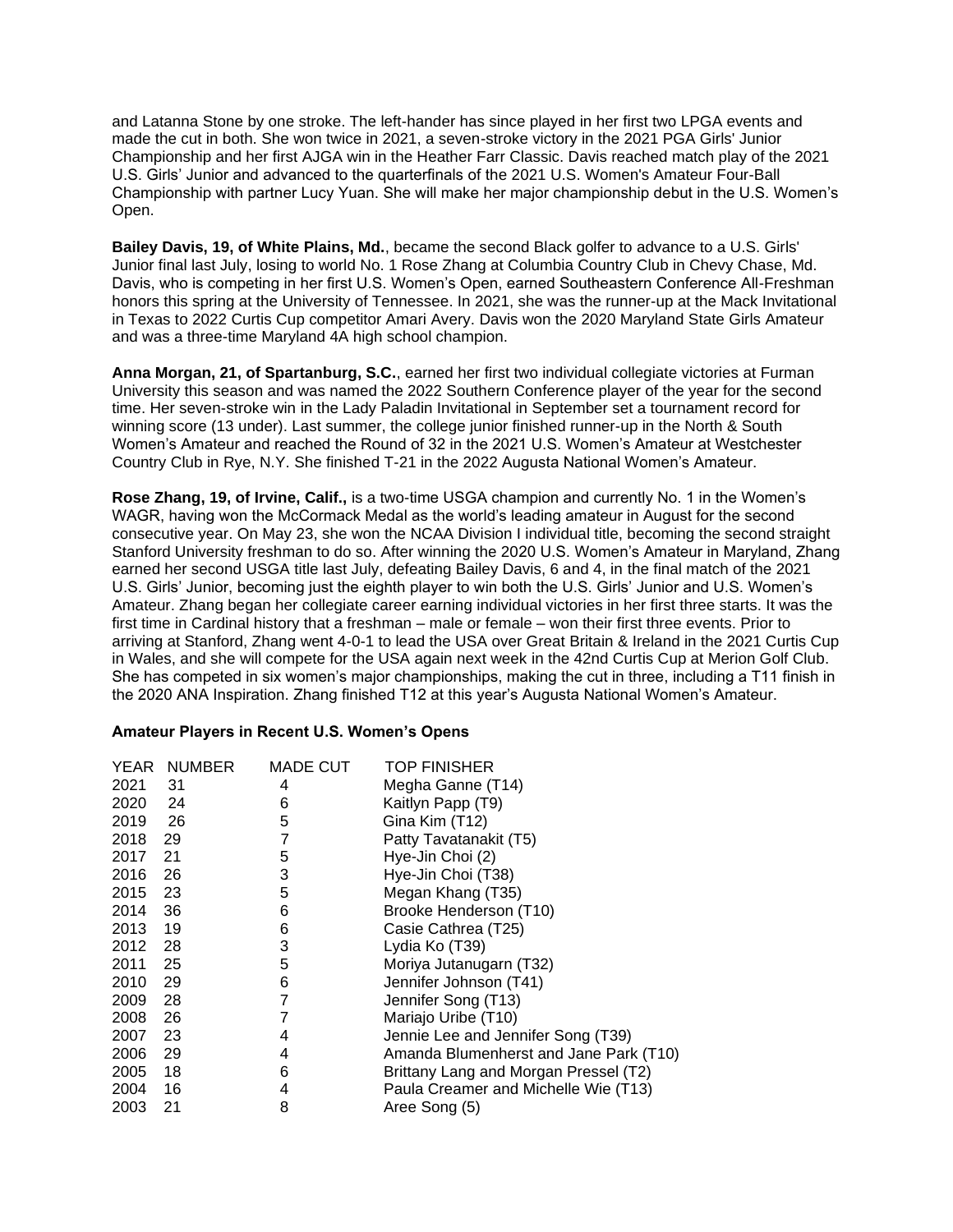and Latanna Stone by one stroke. The left-hander has since played in her first two LPGA events and made the cut in both. She won twice in 2021, a seven-stroke victory in the 2021 PGA Girls' Junior Championship and her first AJGA win in the Heather Farr Classic. Davis reached match play of the 2021 U.S. Girls' Junior and advanced to the quarterfinals of the 2021 U.S. Women's Amateur Four-Ball Championship with partner Lucy Yuan. She will make her major championship debut in the U.S. Women's Open.

**Bailey Davis, 19, of White Plains, Md.**, became the second Black golfer to advance to a U.S. Girls' Junior final last July, losing to world No. 1 Rose Zhang at Columbia Country Club in Chevy Chase, Md. Davis, who is competing in her first U.S. Women's Open, earned Southeastern Conference All-Freshman honors this spring at the University of Tennessee. In 2021, she was the runner-up at the Mack Invitational in Texas to 2022 Curtis Cup competitor Amari Avery. Davis won the 2020 Maryland State Girls Amateur and was a three-time Maryland 4A high school champion.

**Anna Morgan, 21, of Spartanburg, S.C.**, earned her first two individual collegiate victories at Furman University this season and was named the 2022 Southern Conference player of the year for the second time. Her seven-stroke win in the Lady Paladin Invitational in September set a tournament record for winning score (13 under). Last summer, the college junior finished runner-up in the North & South Women's Amateur and reached the Round of 32 in the 2021 U.S. Women's Amateur at Westchester Country Club in Rye, N.Y. She finished T-21 in the 2022 Augusta National Women's Amateur.

**Rose Zhang, 19, of Irvine, Calif.,** is a two-time USGA champion and currently No. 1 in the Women's WAGR, having won the McCormack Medal as the world's leading amateur in August for the second consecutive year. On May 23, she won the NCAA Division I individual title, becoming the second straight Stanford University freshman to do so. After winning the 2020 U.S. Women's Amateur in Maryland, Zhang earned her second USGA title last July, defeating Bailey Davis, 6 and 4, in the final match of the 2021 U.S. Girls' Junior, becoming just the eighth player to win both the U.S. Girls' Junior and U.S. Women's Amateur. Zhang began her collegiate career earning individual victories in her first three starts. It was the first time in Cardinal history that a freshman – male or female – won their first three events. Prior to arriving at Stanford, Zhang went 4-0-1 to lead the USA over Great Britain & Ireland in the 2021 Curtis Cup in Wales, and she will compete for the USA again next week in the 42nd Curtis Cup at Merion Golf Club. She has competed in six women's major championships, making the cut in three, including a T11 finish in the 2020 ANA Inspiration. Zhang finished T12 at this year's Augusta National Women's Amateur.

**Amateur Players in Recent U.S. Women's Opens**

| YEAR | NUMBER | MADE CUT | TOP FINISHER |
|---|---|---|---|
| 2021 | 31 | 4 | Megha Ganne (T14) |
| 2020 | 24 | 6 | Kaitlyn Papp (T9) |
| 2019 | 26 | 5 | Gina Kim (T12) |
| 2018 | 29 | 7 | Patty Tavatanakit (T5) |
| 2017 | 21 | 5 | Hye-Jin Choi (2) |
| 2016 | 26 | 3 | Hye-Jin Choi (T38) |
| 2015 | 23 | 5 | Megan Khang (T35) |
| 2014 | 36 | 6 | Brooke Henderson (T10) |
| 2013 | 19 | 6 | Casie Cathrea (T25) |
| 2012 | 28 | 3 | Lydia Ko (T39) |
| 2011 | 25 | 5 | Moriya Jutanugarn (T32) |
| 2010 | 29 | 6 | Jennifer Johnson (T41) |
| 2009 | 28 | 7 | Jennifer Song (T13) |
| 2008 | 26 | 7 | Mariajo Uribe (T10) |
| 2007 | 23 | 4 | Jennie Lee and Jennifer Song (T39) |
| 2006 | 29 | 4 | Amanda Blumenherst and Jane Park (T10) |
| 2005 | 18 | 6 | Brittany Lang and Morgan Pressel (T2) |
| 2004 | 16 | 4 | Paula Creamer and Michelle Wie (T13) |
| 2003 | 21 | 8 | Aree Song (5) |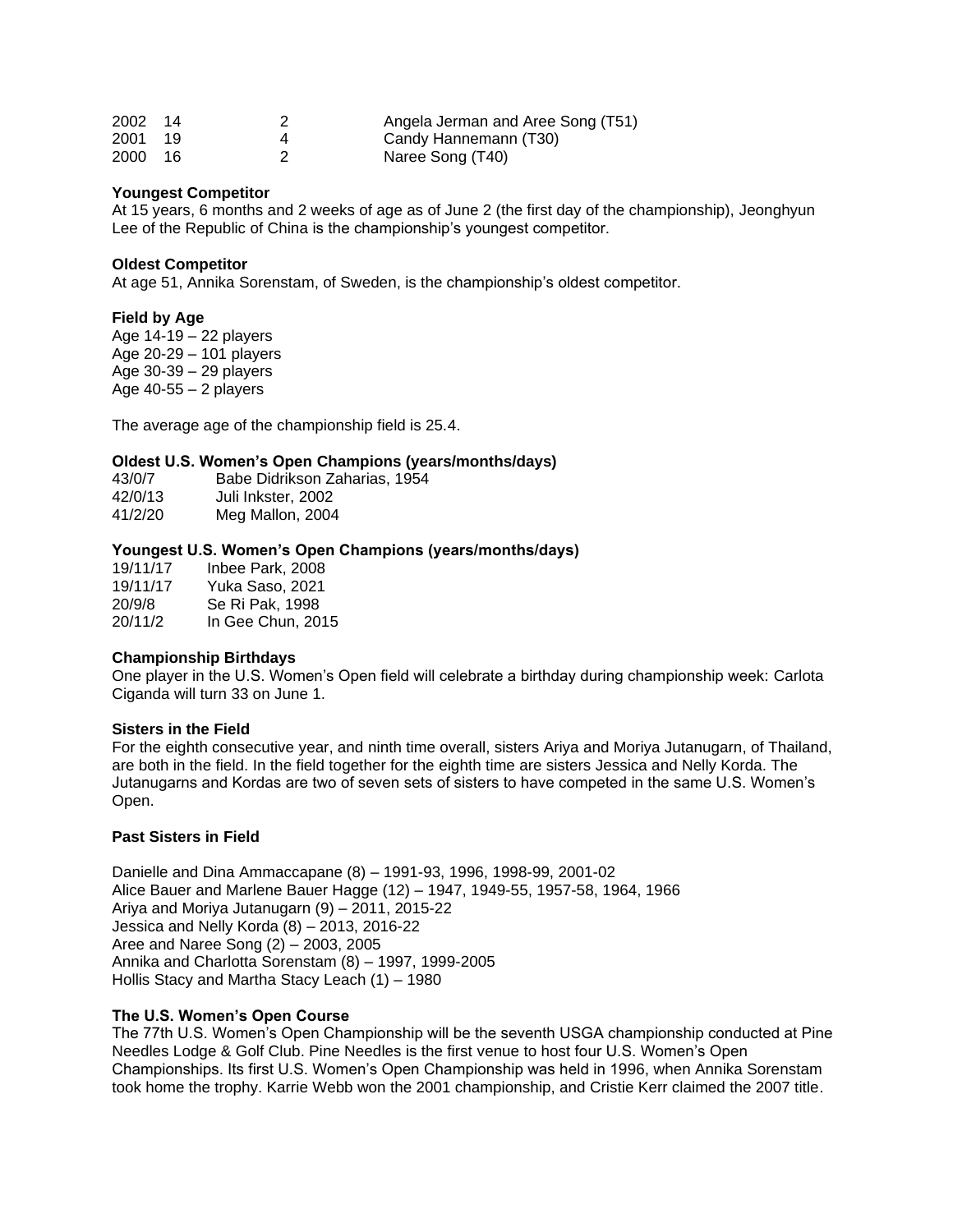| | | | |
|---|---|---|---|
| 2002 | 14 | 2 | Angela Jerman and Aree Song (T51) |
| 2001 | 19 | 4 | Candy Hannemann (T30) |
| 2000 | 16 | 2 | Naree Song (T40) |

**Youngest Competitor**
At 15 years, 6 months and 2 weeks of age as of June 2 (the first day of the championship), Jeonghyun Lee of the Republic of China is the championship's youngest competitor.

**Oldest Competitor**
At age 51, Annika Sorenstam, of Sweden, is the championship's oldest competitor.

**Field by Age**
Age 14-19 – 22 players
Age 20-29 – 101 players
Age 30-39 – 29 players
Age 40-55 – 2 players

The average age of the championship field is 25.4.

**Oldest U.S. Women's Open Champions (years/months/days)**
43/0/7 Babe Didrikson Zaharias, 1954
42/0/13 Juli Inkster, 2002
41/2/20 Meg Mallon, 2004

**Youngest U.S. Women's Open Champions (years/months/days)**
19/11/17 Inbee Park, 2008
19/11/17 Yuka Saso, 2021
20/9/8 Se Ri Pak, 1998
20/11/2 In Gee Chun, 2015

**Championship Birthdays**
One player in the U.S. Women's Open field will celebrate a birthday during championship week: Carlota Ciganda will turn 33 on June 1.

**Sisters in the Field**
For the eighth consecutive year, and ninth time overall, sisters Ariya and Moriya Jutanugarn, of Thailand, are both in the field. In the field together for the eighth time are sisters Jessica and Nelly Korda. The Jutanugarns and Kordas are two of seven sets of sisters to have competed in the same U.S. Women's Open.

**Past Sisters in Field**

Danielle and Dina Ammaccapane (8) – 1991-93, 1996, 1998-99, 2001-02
Alice Bauer and Marlene Bauer Hagge (12) – 1947, 1949-55, 1957-58, 1964, 1966
Ariya and Moriya Jutanugarn (9) – 2011, 2015-22
Jessica and Nelly Korda (8) – 2013, 2016-22
Aree and Naree Song (2) – 2003, 2005
Annika and Charlotta Sorenstam (8) – 1997, 1999-2005
Hollis Stacy and Martha Stacy Leach (1) – 1980

**The U.S. Women's Open Course**
The 77th U.S. Women's Open Championship will be the seventh USGA championship conducted at Pine Needles Lodge & Golf Club. Pine Needles is the first venue to host four U.S. Women's Open Championships. Its first U.S. Women's Open Championship was held in 1996, when Annika Sorenstam took home the trophy. Karrie Webb won the 2001 championship, and Cristie Kerr claimed the 2007 title.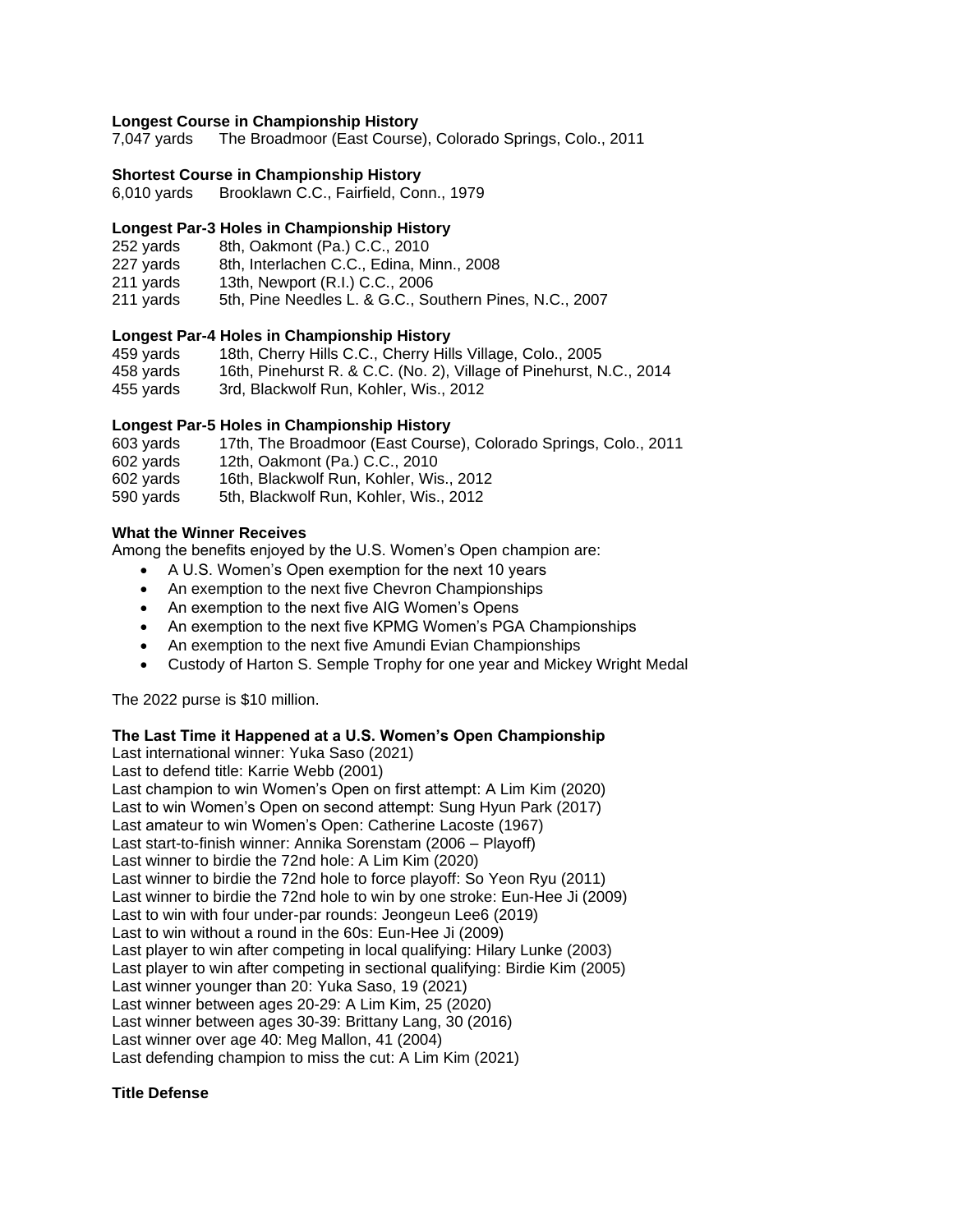**Longest Course in Championship History**

7,047 yards The Broadmoor (East Course), Colorado Springs, Colo., 2011

**Shortest Course in Championship History**

6,010 yards Brooklawn C.C., Fairfield, Conn., 1979

**Longest Par-3 Holes in Championship History**

252 yards 8th, Oakmont (Pa.) C.C., 2010
227 yards 8th, Interlachen C.C., Edina, Minn., 2008
211 yards 13th, Newport (R.I.) C.C., 2006
211 yards 5th, Pine Needles L. & G.C., Southern Pines, N.C., 2007

**Longest Par-4 Holes in Championship History**

459 yards 18th, Cherry Hills C.C., Cherry Hills Village, Colo., 2005
458 yards 16th, Pinehurst R. & C.C. (No. 2), Village of Pinehurst, N.C., 2014
455 yards 3rd, Blackwolf Run, Kohler, Wis., 2012

**Longest Par-5 Holes in Championship History**

603 yards 17th, The Broadmoor (East Course), Colorado Springs, Colo., 2011
602 yards 12th, Oakmont (Pa.) C.C., 2010
602 yards 16th, Blackwolf Run, Kohler, Wis., 2012
590 yards 5th, Blackwolf Run, Kohler, Wis., 2012

**What the Winner Receives**

Among the benefits enjoyed by the U.S. Women's Open champion are:

- A U.S. Women's Open exemption for the next 10 years
- An exemption to the next five Chevron Championships
- An exemption to the next five AIG Women's Opens
- An exemption to the next five KPMG Women's PGA Championships
- An exemption to the next five Amundi Evian Championships
- Custody of Harton S. Semple Trophy for one year and Mickey Wright Medal

The 2022 purse is $10 million.

**The Last Time it Happened at a U.S. Women's Open Championship**

Last international winner: Yuka Saso (2021)
Last to defend title: Karrie Webb (2001)
Last champion to win Women's Open on first attempt: A Lim Kim (2020)
Last to win Women's Open on second attempt: Sung Hyun Park (2017)
Last amateur to win Women's Open: Catherine Lacoste (1967)
Last start-to-finish winner: Annika Sorenstam (2006 – Playoff)
Last winner to birdie the 72nd hole: A Lim Kim (2020)
Last winner to birdie the 72nd hole to force playoff: So Yeon Ryu (2011)
Last winner to birdie the 72nd hole to win by one stroke: Eun-Hee Ji (2009)
Last to win with four under-par rounds: Jeongeun Lee6 (2019)
Last to win without a round in the 60s: Eun-Hee Ji (2009)
Last player to win after competing in local qualifying: Hilary Lunke (2003)
Last player to win after competing in sectional qualifying: Birdie Kim (2005)
Last winner younger than 20: Yuka Saso, 19 (2021)
Last winner between ages 20-29: A Lim Kim, 25 (2020)
Last winner between ages 30-39: Brittany Lang, 30 (2016)
Last winner over age 40: Meg Mallon, 41 (2004)
Last defending champion to miss the cut: A Lim Kim (2021)

**Title Defense**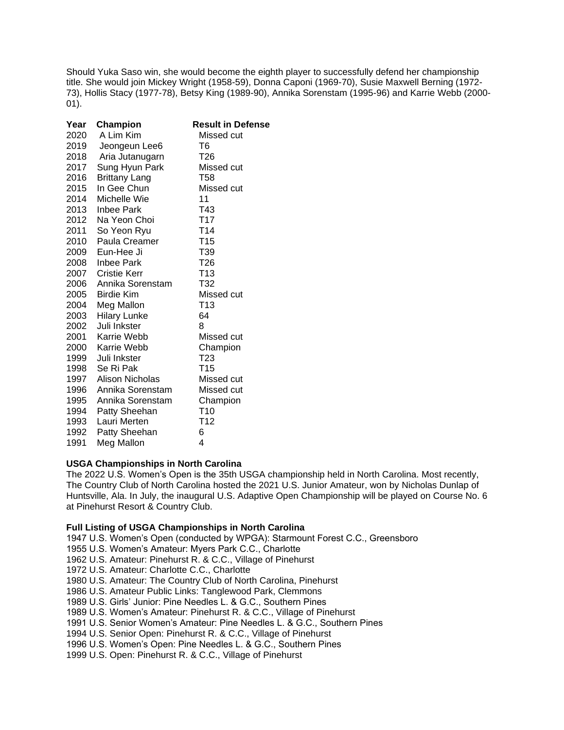Should Yuka Saso win, she would become the eighth player to successfully defend her championship title. She would join Mickey Wright (1958-59), Donna Caponi (1969-70), Susie Maxwell Berning (1972-73), Hollis Stacy (1977-78), Betsy King (1989-90), Annika Sorenstam (1995-96) and Karrie Webb (2000-01).

| Year | Champion | Result in Defense |
|---|---|---|
| 2020 | A Lim Kim | Missed cut |
| 2019 | Jeongeun Lee6 | T6 |
| 2018 | Aria Jutanugarn | T26 |
| 2017 | Sung Hyun Park | Missed cut |
| 2016 | Brittany Lang | T58 |
| 2015 | In Gee Chun | Missed cut |
| 2014 | Michelle Wie | 11 |
| 2013 | Inbee Park | T43 |
| 2012 | Na Yeon Choi | T17 |
| 2011 | So Yeon Ryu | T14 |
| 2010 | Paula Creamer | T15 |
| 2009 | Eun-Hee Ji | T39 |
| 2008 | Inbee Park | T26 |
| 2007 | Cristie Kerr | T13 |
| 2006 | Annika Sorenstam | T32 |
| 2005 | Birdie Kim | Missed cut |
| 2004 | Meg Mallon | T13 |
| 2003 | Hilary Lunke | 64 |
| 2002 | Juli Inkster | 8 |
| 2001 | Karrie Webb | Missed cut |
| 2000 | Karrie Webb | Champion |
| 1999 | Juli Inkster | T23 |
| 1998 | Se Ri Pak | T15 |
| 1997 | Alison Nicholas | Missed cut |
| 1996 | Annika Sorenstam | Missed cut |
| 1995 | Annika Sorenstam | Champion |
| 1994 | Patty Sheehan | T10 |
| 1993 | Lauri Merten | T12 |
| 1992 | Patty Sheehan | 6 |
| 1991 | Meg Mallon | 4 |

**USGA Championships in North Carolina**

The 2022 U.S. Women's Open is the 35th USGA championship held in North Carolina. Most recently, The Country Club of North Carolina hosted the 2021 U.S. Junior Amateur, won by Nicholas Dunlap of Huntsville, Ala. In July, the inaugural U.S. Adaptive Open Championship will be played on Course No. 6 at Pinehurst Resort & Country Club.

**Full Listing of USGA Championships in North Carolina**

1947 U.S. Women's Open (conducted by WPGA): Starmount Forest C.C., Greensboro
1955 U.S. Women's Amateur: Myers Park C.C., Charlotte
1962 U.S. Amateur: Pinehurst R. & C.C., Village of Pinehurst
1972 U.S. Amateur: Charlotte C.C., Charlotte
1980 U.S. Amateur: The Country Club of North Carolina, Pinehurst
1986 U.S. Amateur Public Links: Tanglewood Park, Clemmons
1989 U.S. Girls' Junior: Pine Needles L. & G.C., Southern Pines
1989 U.S. Women's Amateur: Pinehurst R. & C.C., Village of Pinehurst
1991 U.S. Senior Women's Amateur: Pine Needles L. & G.C., Southern Pines
1994 U.S. Senior Open: Pinehurst R. & C.C., Village of Pinehurst
1996 U.S. Women's Open: Pine Needles L. & G.C., Southern Pines
1999 U.S. Open: Pinehurst R. & C.C., Village of Pinehurst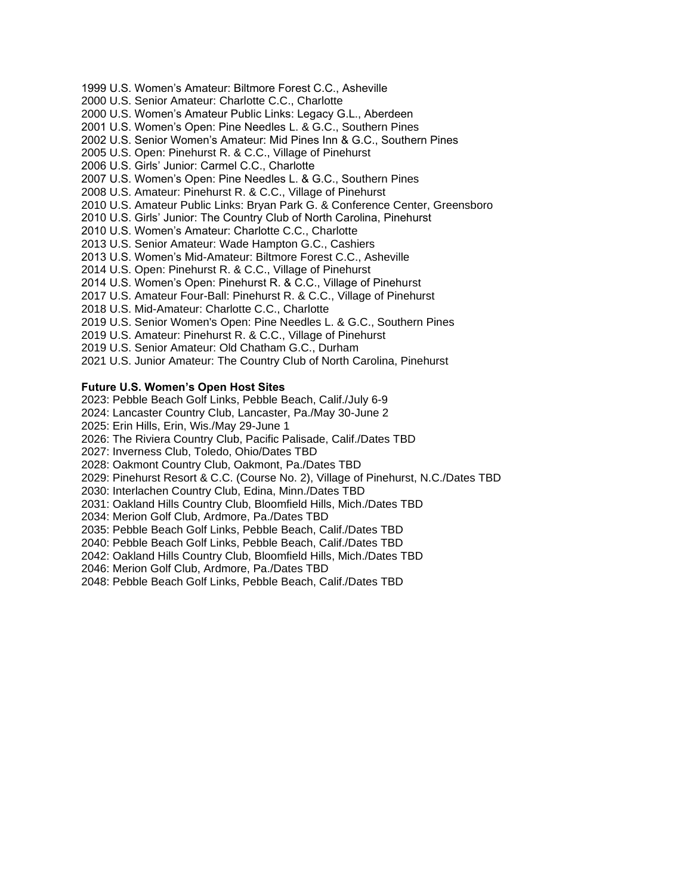1999 U.S. Women's Amateur: Biltmore Forest C.C., Asheville
2000 U.S. Senior Amateur: Charlotte C.C., Charlotte
2000 U.S. Women's Amateur Public Links: Legacy G.L., Aberdeen
2001 U.S. Women's Open: Pine Needles L. & G.C., Southern Pines
2002 U.S. Senior Women's Amateur: Mid Pines Inn & G.C., Southern Pines
2005 U.S. Open: Pinehurst R. & C.C., Village of Pinehurst
2006 U.S. Girls' Junior: Carmel C.C., Charlotte
2007 U.S. Women's Open: Pine Needles L. & G.C., Southern Pines
2008 U.S. Amateur: Pinehurst R. & C.C., Village of Pinehurst
2010 U.S. Amateur Public Links: Bryan Park G. & Conference Center, Greensboro
2010 U.S. Girls' Junior: The Country Club of North Carolina, Pinehurst
2010 U.S. Women's Amateur: Charlotte C.C., Charlotte
2013 U.S. Senior Amateur: Wade Hampton G.C., Cashiers
2013 U.S. Women's Mid-Amateur: Biltmore Forest C.C., Asheville
2014 U.S. Open: Pinehurst R. & C.C., Village of Pinehurst
2014 U.S. Women's Open: Pinehurst R. & C.C., Village of Pinehurst
2017 U.S. Amateur Four-Ball: Pinehurst R. & C.C., Village of Pinehurst
2018 U.S. Mid-Amateur: Charlotte C.C., Charlotte
2019 U.S. Senior Women's Open: Pine Needles L. & G.C., Southern Pines
2019 U.S. Amateur: Pinehurst R. & C.C., Village of Pinehurst
2019 U.S. Senior Amateur: Old Chatham G.C., Durham
2021 U.S. Junior Amateur: The Country Club of North Carolina, Pinehurst

**Future U.S. Women's Open Host Sites**
2023: Pebble Beach Golf Links, Pebble Beach, Calif./July 6-9
2024: Lancaster Country Club, Lancaster, Pa./May 30-June 2
2025: Erin Hills, Erin, Wis./May 29-June 1
2026: The Riviera Country Club, Pacific Palisade, Calif./Dates TBD
2027: Inverness Club, Toledo, Ohio/Dates TBD
2028: Oakmont Country Club, Oakmont, Pa./Dates TBD
2029: Pinehurst Resort & C.C. (Course No. 2), Village of Pinehurst, N.C./Dates TBD
2030: Interlachen Country Club, Edina, Minn./Dates TBD
2031: Oakland Hills Country Club, Bloomfield Hills, Mich./Dates TBD
2034: Merion Golf Club, Ardmore, Pa./Dates TBD
2035: Pebble Beach Golf Links, Pebble Beach, Calif./Dates TBD
2040: Pebble Beach Golf Links, Pebble Beach, Calif./Dates TBD
2042: Oakland Hills Country Club, Bloomfield Hills, Mich./Dates TBD
2046: Merion Golf Club, Ardmore, Pa./Dates TBD
2048: Pebble Beach Golf Links, Pebble Beach, Calif./Dates TBD